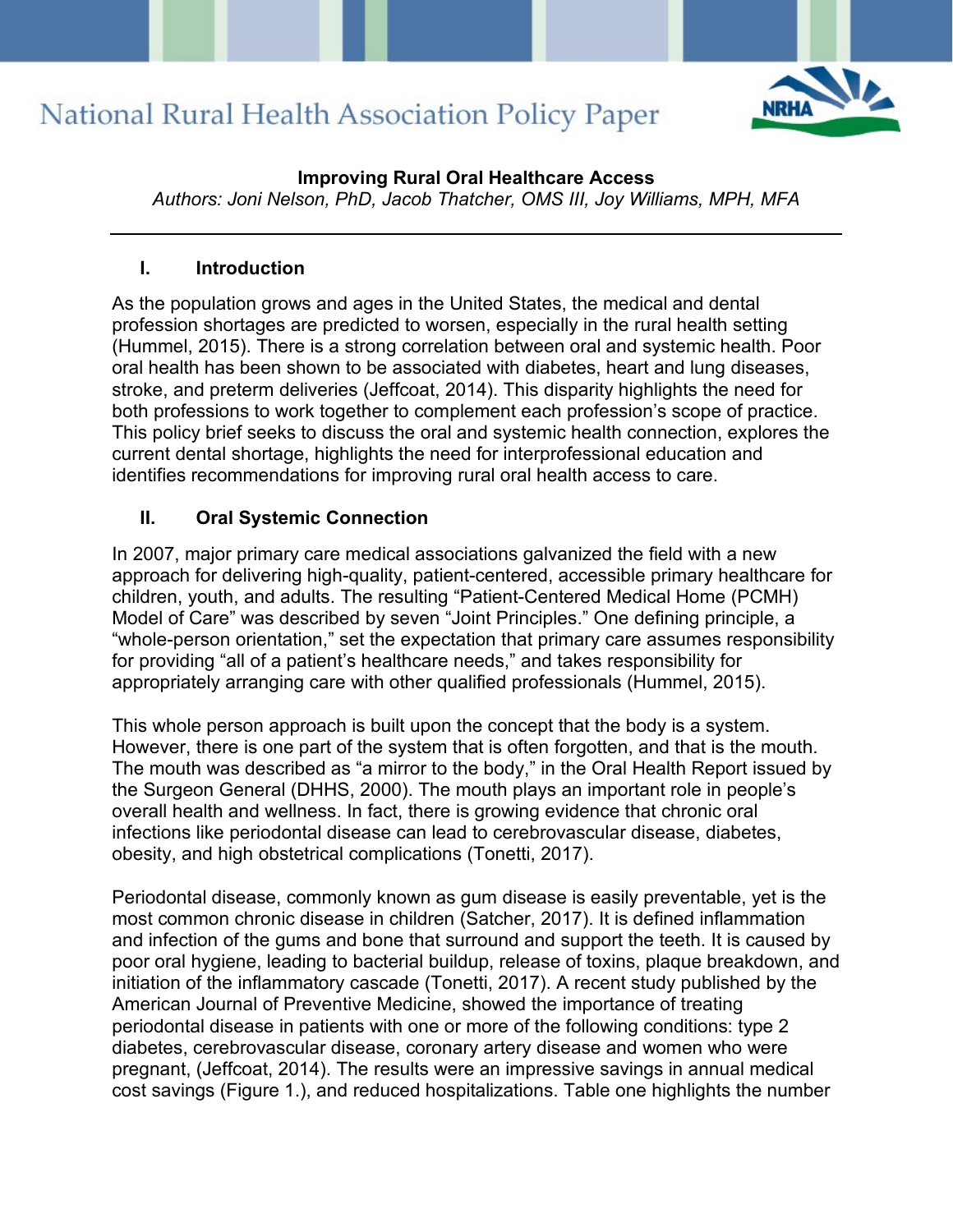# National Rural Health Association Policy Paper

**Improving Rural Oral Healthcare Access**

*Authors: Joni Nelson, PhD, Jacob Thatcher, OMS III, Joy Williams, MPH, MFA*

---

## I. Introduction

As the population grows and ages in the United States, the medical and dental profession shortages are predicted to worsen, especially in the rural health setting (Hummel, 2015). There is a strong correlation between oral and systemic health. Poor oral health has been shown to be associated with diabetes, heart and lung diseases, stroke, and preterm deliveries (Jeffcoat, 2014). This disparity highlights the need for both professions to work together to complement each profession's scope of practice. This policy brief seeks to discuss the oral and systemic health connection, explores the current dental shortage, highlights the need for interprofessional education and identifies recommendations for improving rural oral health access to care.

## II. Oral Systemic Connection

In 2007, major primary care medical associations galvanized the field with a new approach for delivering high-quality, patient-centered, accessible primary healthcare for children, youth, and adults. The resulting "Patient-Centered Medical Home (PCMH) Model of Care" was described by seven "Joint Principles." One defining principle, a "whole-person orientation," set the expectation that primary care assumes responsibility for providing "all of a patient's healthcare needs," and takes responsibility for appropriately arranging care with other qualified professionals (Hummel, 2015).

This whole person approach is built upon the concept that the body is a system. However, there is one part of the system that is often forgotten, and that is the mouth. The mouth was described as "a mirror to the body," in the Oral Health Report issued by the Surgeon General (DHHS, 2000). The mouth plays an important role in people's overall health and wellness. In fact, there is growing evidence that chronic oral infections like periodontal disease can lead to cerebrovascular disease, diabetes, obesity, and high obstetrical complications (Tonetti, 2017).

Periodontal disease, commonly known as gum disease is easily preventable, yet is the most common chronic disease in children (Satcher, 2017). It is defined inflammation and infection of the gums and bone that surround and support the teeth. It is caused by poor oral hygiene, leading to bacterial buildup, release of toxins, plaque breakdown, and initiation of the inflammatory cascade (Tonetti, 2017). A recent study published by the American Journal of Preventive Medicine, showed the importance of treating periodontal disease in patients with one or more of the following conditions: type 2 diabetes, cerebrovascular disease, coronary artery disease and women who were pregnant, (Jeffcoat, 2014). The results were an impressive savings in annual medical cost savings (Figure 1.), and reduced hospitalizations. Table one highlights the number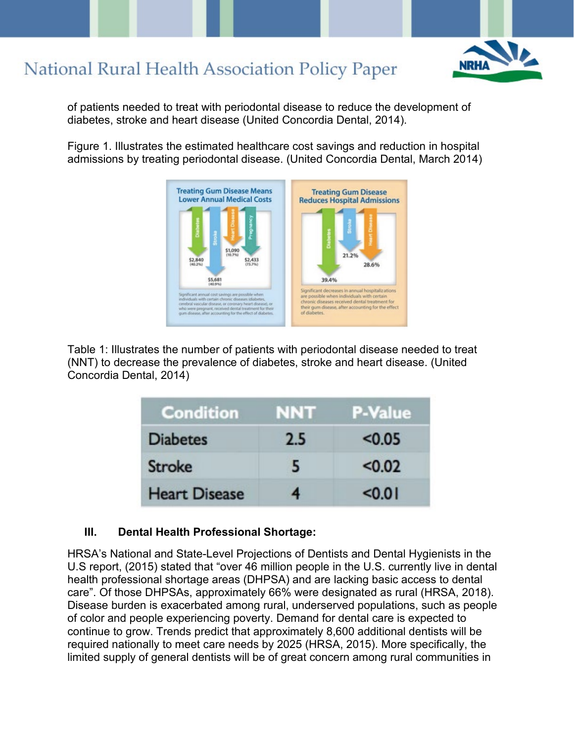of patients needed to treat with periodontal disease to reduce the development of diabetes, stroke and heart disease (United Concordia Dental, 2014).

Figure 1. Illustrates the estimated healthcare cost savings and reduction in hospital admissions by treating periodontal disease. (United Concordia Dental, March 2014)

Table 1: Illustrates the number of patients with periodontal disease needed to treat (NNT) to decrease the prevalence of diabetes, stroke and heart disease. (United Concordia Dental, 2014)

| Condition | NNT | P-Value |
|---|---|---|
| Diabetes | 2.5 | <0.05 |
| Stroke | 5 | <0.02 |
| Heart Disease | 4 | <0.01 |

### III. Dental Health Professional Shortage:

HRSA's National and State-Level Projections of Dentists and Dental Hygienists in the U.S report, (2015) stated that "over 46 million people in the U.S. currently live in dental health professional shortage areas (DHPSA) and are lacking basic access to dental care". Of those DHPSAs, approximately 66% were designated as rural (HRSA, 2018). Disease burden is exacerbated among rural, underserved populations, such as people of color and people experiencing poverty. Demand for dental care is expected to continue to grow. Trends predict that approximately 8,600 additional dentists will be required nationally to meet care needs by 2025 (HRSA, 2015). More specifically, the limited supply of general dentists will be of great concern among rural communities in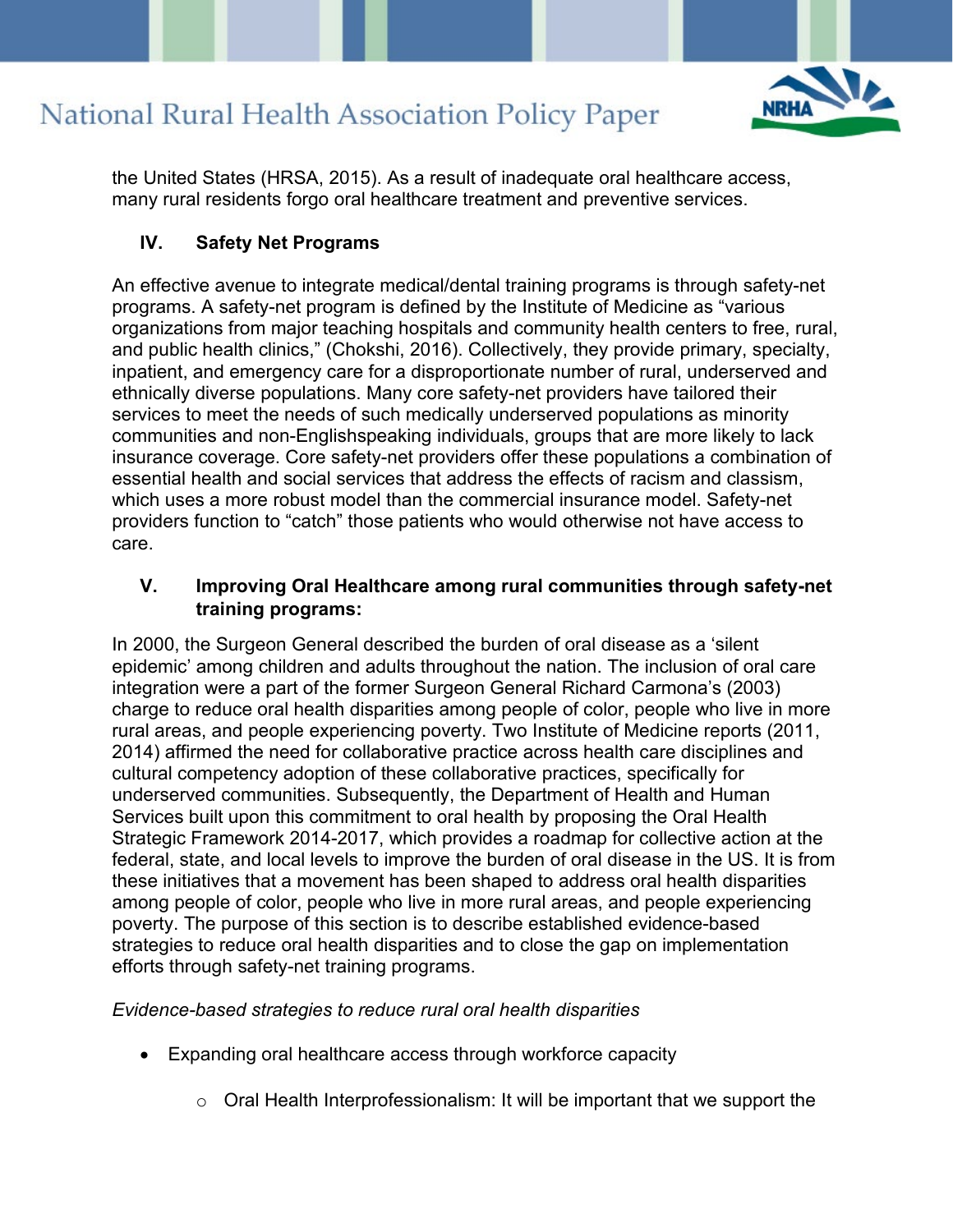the United States (HRSA, 2015). As a result of inadequate oral healthcare access, many rural residents forgo oral healthcare treatment and preventive services.

## IV. Safety Net Programs

An effective avenue to integrate medical/dental training programs is through safety-net programs. A safety-net program is defined by the Institute of Medicine as "various organizations from major teaching hospitals and community health centers to free, rural, and public health clinics," (Chokshi, 2016). Collectively, they provide primary, specialty, inpatient, and emergency care for a disproportionate number of rural, underserved and ethnically diverse populations. Many core safety-net providers have tailored their services to meet the needs of such medically underserved populations as minority communities and non-Englishspeaking individuals, groups that are more likely to lack insurance coverage. Core safety-net providers offer these populations a combination of essential health and social services that address the effects of racism and classism, which uses a more robust model than the commercial insurance model. Safety-net providers function to "catch" those patients who would otherwise not have access to care.

## V. Improving Oral Healthcare among rural communities through safety-net training programs:

In 2000, the Surgeon General described the burden of oral disease as a 'silent epidemic' among children and adults throughout the nation. The inclusion of oral care integration were a part of the former Surgeon General Richard Carmona's (2003) charge to reduce oral health disparities among people of color, people who live in more rural areas, and people experiencing poverty. Two Institute of Medicine reports (2011, 2014) affirmed the need for collaborative practice across health care disciplines and cultural competency adoption of these collaborative practices, specifically for underserved communities. Subsequently, the Department of Health and Human Services built upon this commitment to oral health by proposing the Oral Health Strategic Framework 2014-2017, which provides a roadmap for collective action at the federal, state, and local levels to improve the burden of oral disease in the US. It is from these initiatives that a movement has been shaped to address oral health disparities among people of color, people who live in more rural areas, and people experiencing poverty. The purpose of this section is to describe established evidence-based strategies to reduce oral health disparities and to close the gap on implementation efforts through safety-net training programs.

*Evidence-based strategies to reduce rural oral health disparities*

- Expanding oral healthcare access through workforce capacity
  - Oral Health Interprofessionalism: It will be important that we support the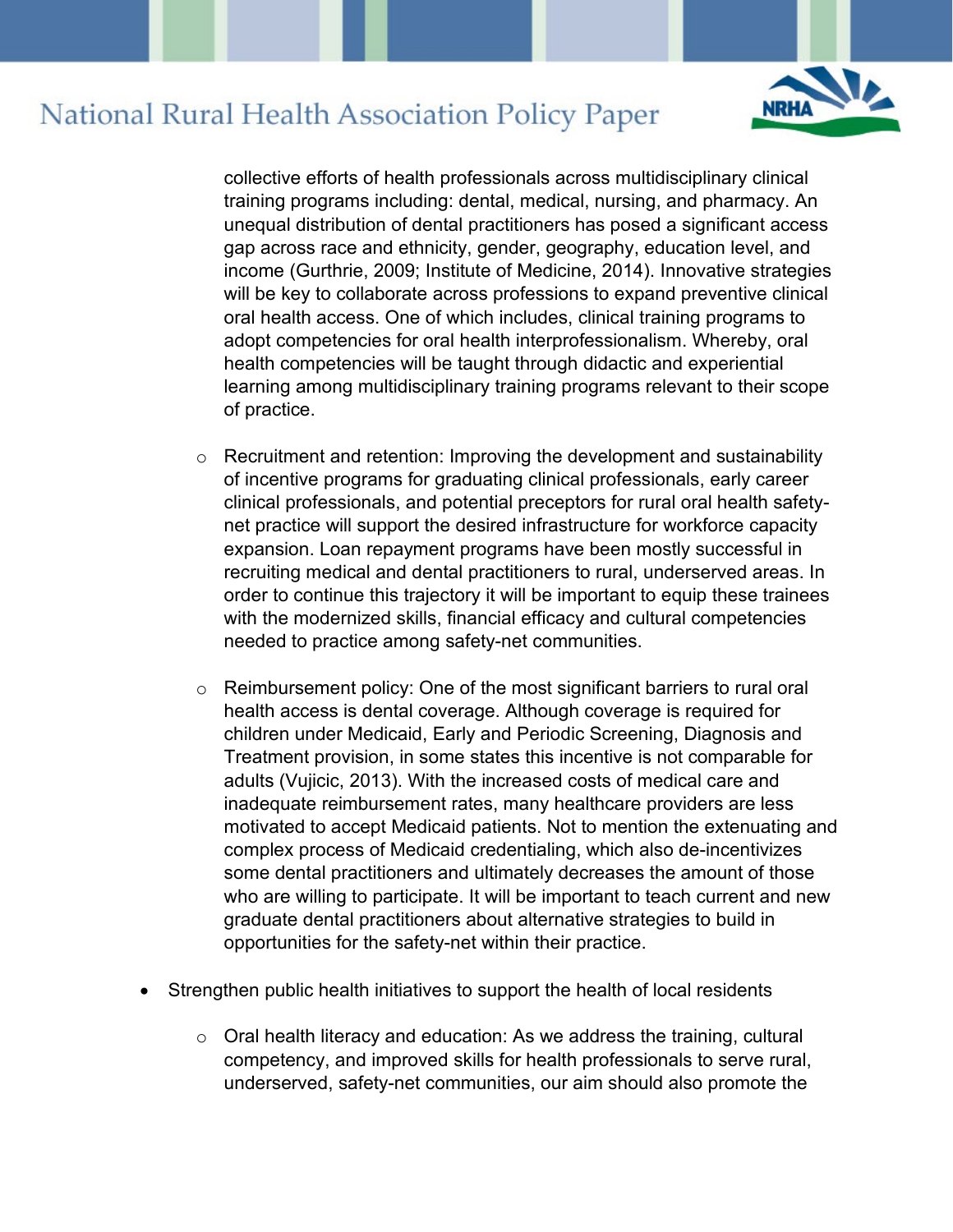collective efforts of health professionals across multidisciplinary clinical training programs including: dental, medical, nursing, and pharmacy. An unequal distribution of dental practitioners has posed a significant access gap across race and ethnicity, gender, geography, education level, and income (Gurthrie, 2009; Institute of Medicine, 2014). Innovative strategies will be key to collaborate across professions to expand preventive clinical oral health access. One of which includes, clinical training programs to adopt competencies for oral health interprofessionalism. Whereby, oral health competencies will be taught through didactic and experiential learning among multidisciplinary training programs relevant to their scope of practice.

  - Recruitment and retention: Improving the development and sustainability of incentive programs for graduating clinical professionals, early career clinical professionals, and potential preceptors for rural oral health safety-net practice will support the desired infrastructure for workforce capacity expansion. Loan repayment programs have been mostly successful in recruiting medical and dental practitioners to rural, underserved areas. In order to continue this trajectory it will be important to equip these trainees with the modernized skills, financial efficacy and cultural competencies needed to practice among safety-net communities.

  - Reimbursement policy: One of the most significant barriers to rural oral health access is dental coverage. Although coverage is required for children under Medicaid, Early and Periodic Screening, Diagnosis and Treatment provision, in some states this incentive is not comparable for adults (Vujicic, 2013). With the increased costs of medical care and inadequate reimbursement rates, many healthcare providers are less motivated to accept Medicaid patients. Not to mention the extenuating and complex process of Medicaid credentialing, which also de-incentivizes some dental practitioners and ultimately decreases the amount of those who are willing to participate. It will be important to teach current and new graduate dental practitioners about alternative strategies to build in opportunities for the safety-net within their practice.

- Strengthen public health initiatives to support the health of local residents

  - Oral health literacy and education: As we address the training, cultural competency, and improved skills for health professionals to serve rural, underserved, safety-net communities, our aim should also promote the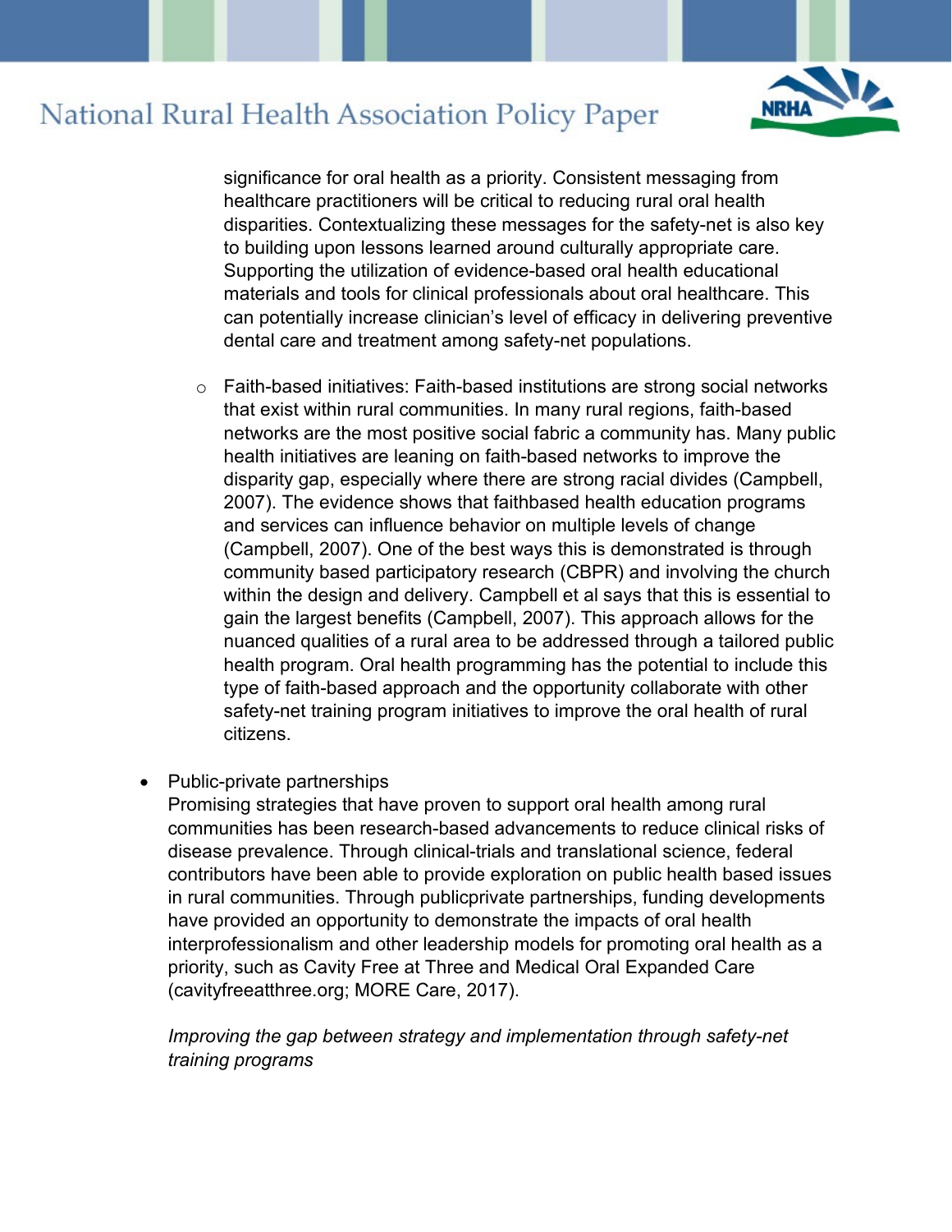significance for oral health as a priority. Consistent messaging from healthcare practitioners will be critical to reducing rural oral health disparities. Contextualizing these messages for the safety-net is also key to building upon lessons learned around culturally appropriate care. Supporting the utilization of evidence-based oral health educational materials and tools for clinical professionals about oral healthcare. This can potentially increase clinician's level of efficacy in delivering preventive dental care and treatment among safety-net populations.

  - Faith-based initiatives: Faith-based institutions are strong social networks that exist within rural communities. In many rural regions, faith-based networks are the most positive social fabric a community has. Many public health initiatives are leaning on faith-based networks to improve the disparity gap, especially where there are strong racial divides (Campbell, 2007). The evidence shows that faithbased health education programs and services can influence behavior on multiple levels of change (Campbell, 2007). One of the best ways this is demonstrated is through community based participatory research (CBPR) and involving the church within the design and delivery. Campbell et al says that this is essential to gain the largest benefits (Campbell, 2007). This approach allows for the nuanced qualities of a rural area to be addressed through a tailored public health program. Oral health programming has the potential to include this type of faith-based approach and the opportunity collaborate with other safety-net training program initiatives to improve the oral health of rural citizens.

- Public-private partnerships
  Promising strategies that have proven to support oral health among rural communities has been research-based advancements to reduce clinical risks of disease prevalence. Through clinical-trials and translational science, federal contributors have been able to provide exploration on public health based issues in rural communities. Through publicprivate partnerships, funding developments have provided an opportunity to demonstrate the impacts of oral health interprofessionalism and other leadership models for promoting oral health as a priority, such as Cavity Free at Three and Medical Oral Expanded Care (cavityfreeatthree.org; MORE Care, 2017).

  *Improving the gap between strategy and implementation through safety-net training programs*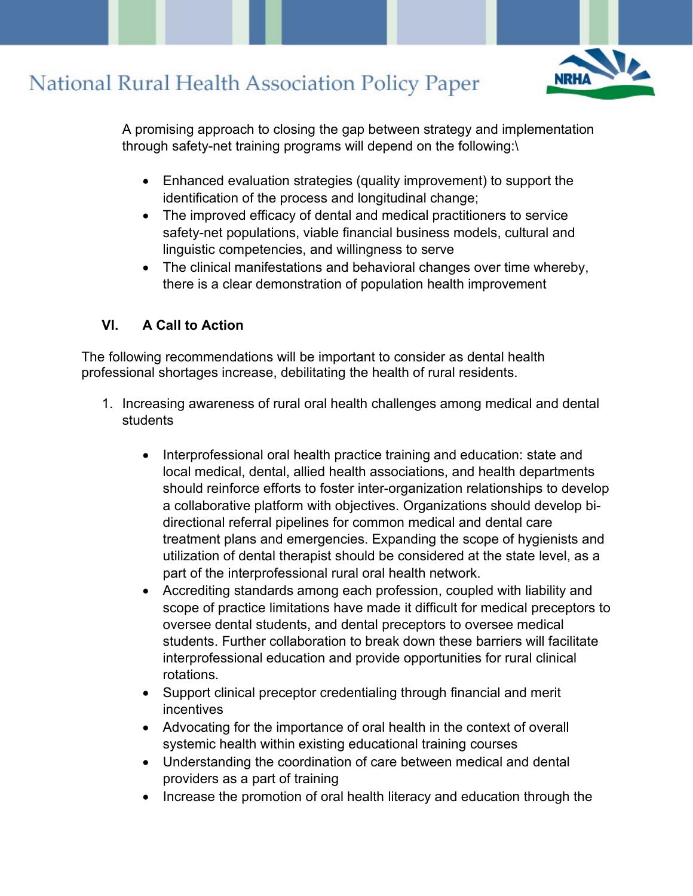A promising approach to closing the gap between strategy and implementation through safety-net training programs will depend on the following:\

- Enhanced evaluation strategies (quality improvement) to support the identification of the process and longitudinal change;
- The improved efficacy of dental and medical practitioners to service safety-net populations, viable financial business models, cultural and linguistic competencies, and willingness to serve
- The clinical manifestations and behavioral changes over time whereby, there is a clear demonstration of population health improvement

## VI. A Call to Action

The following recommendations will be important to consider as dental health professional shortages increase, debilitating the health of rural residents.

1. Increasing awareness of rural oral health challenges among medical and dental students
    - Interprofessional oral health practice training and education: state and local medical, dental, allied health associations, and health departments should reinforce efforts to foster inter-organization relationships to develop a collaborative platform with objectives. Organizations should develop bi-directional referral pipelines for common medical and dental care treatment plans and emergencies. Expanding the scope of hygienists and utilization of dental therapist should be considered at the state level, as a part of the interprofessional rural oral health network.
    - Accrediting standards among each profession, coupled with liability and scope of practice limitations have made it difficult for medical preceptors to oversee dental students, and dental preceptors to oversee medical students. Further collaboration to break down these barriers will facilitate interprofessional education and provide opportunities for rural clinical rotations.
    - Support clinical preceptor credentialing through financial and merit incentives
    - Advocating for the importance of oral health in the context of overall systemic health within existing educational training courses
    - Understanding the coordination of care between medical and dental providers as a part of training
    - Increase the promotion of oral health literacy and education through the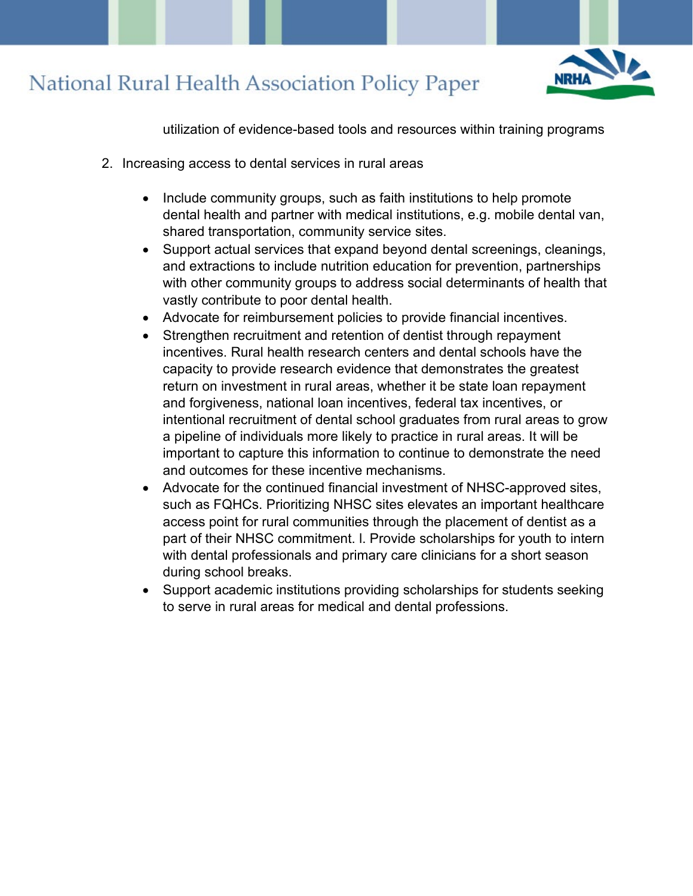utilization of evidence-based tools and resources within training programs

2. Increasing access to dental services in rural areas

    - Include community groups, such as faith institutions to help promote dental health and partner with medical institutions, e.g. mobile dental van, shared transportation, community service sites.
    - Support actual services that expand beyond dental screenings, cleanings, and extractions to include nutrition education for prevention, partnerships with other community groups to address social determinants of health that vastly contribute to poor dental health.
    - Advocate for reimbursement policies to provide financial incentives.
    - Strengthen recruitment and retention of dentist through repayment incentives. Rural health research centers and dental schools have the capacity to provide research evidence that demonstrates the greatest return on investment in rural areas, whether it be state loan repayment and forgiveness, national loan incentives, federal tax incentives, or intentional recruitment of dental school graduates from rural areas to grow a pipeline of individuals more likely to practice in rural areas. It will be important to capture this information to continue to demonstrate the need and outcomes for these incentive mechanisms.
    - Advocate for the continued financial investment of NHSC-approved sites, such as FQHCs. Prioritizing NHSC sites elevates an important healthcare access point for rural communities through the placement of dentist as a part of their NHSC commitment. l. Provide scholarships for youth to intern with dental professionals and primary care clinicians for a short season during school breaks.
    - Support academic institutions providing scholarships for students seeking to serve in rural areas for medical and dental professions.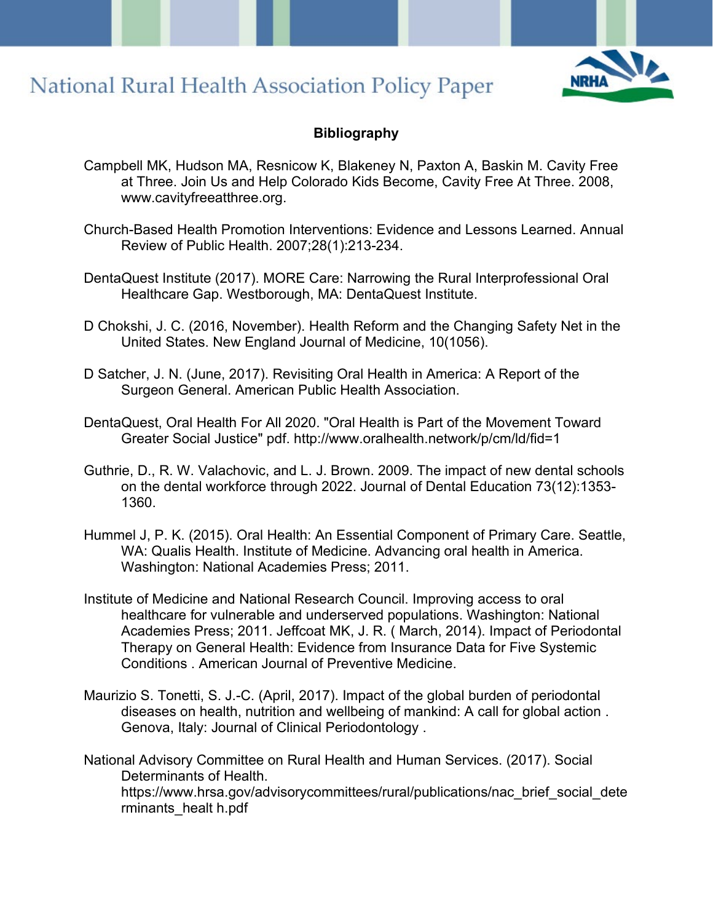## Bibliography

Campbell MK, Hudson MA, Resnicow K, Blakeney N, Paxton A, Baskin M. Cavity Free at Three. Join Us and Help Colorado Kids Become, Cavity Free At Three. 2008, www.cavityfreeatthree.org.

Church-Based Health Promotion Interventions: Evidence and Lessons Learned. Annual Review of Public Health. 2007;28(1):213-234.

DentaQuest Institute (2017). MORE Care: Narrowing the Rural Interprofessional Oral Healthcare Gap. Westborough, MA: DentaQuest Institute.

D Chokshi, J. C. (2016, November). Health Reform and the Changing Safety Net in the United States. New England Journal of Medicine, 10(1056).

D Satcher, J. N. (June, 2017). Revisiting Oral Health in America: A Report of the Surgeon General. American Public Health Association.

DentaQuest, Oral Health For All 2020. "Oral Health is Part of the Movement Toward Greater Social Justice" pdf. http://www.oralhealth.network/p/cm/ld/fid=1

Guthrie, D., R. W. Valachovic, and L. J. Brown. 2009. The impact of new dental schools on the dental workforce through 2022. Journal of Dental Education 73(12):1353-1360.

Hummel J, P. K. (2015). Oral Health: An Essential Component of Primary Care. Seattle, WA: Qualis Health. Institute of Medicine. Advancing oral health in America. Washington: National Academies Press; 2011.

Institute of Medicine and National Research Council. Improving access to oral healthcare for vulnerable and underserved populations. Washington: National Academies Press; 2011. Jeffcoat MK, J. R. ( March, 2014). Impact of Periodontal Therapy on General Health: Evidence from Insurance Data for Five Systemic Conditions . American Journal of Preventive Medicine.

Maurizio S. Tonetti, S. J.-C. (April, 2017). Impact of the global burden of periodontal diseases on health, nutrition and wellbeing of mankind: A call for global action . Genova, Italy: Journal of Clinical Periodontology .

National Advisory Committee on Rural Health and Human Services. (2017). Social Determinants of Health. https://www.hrsa.gov/advisorycommittees/rural/publications/nac_brief_social_determinants_healt h.pdf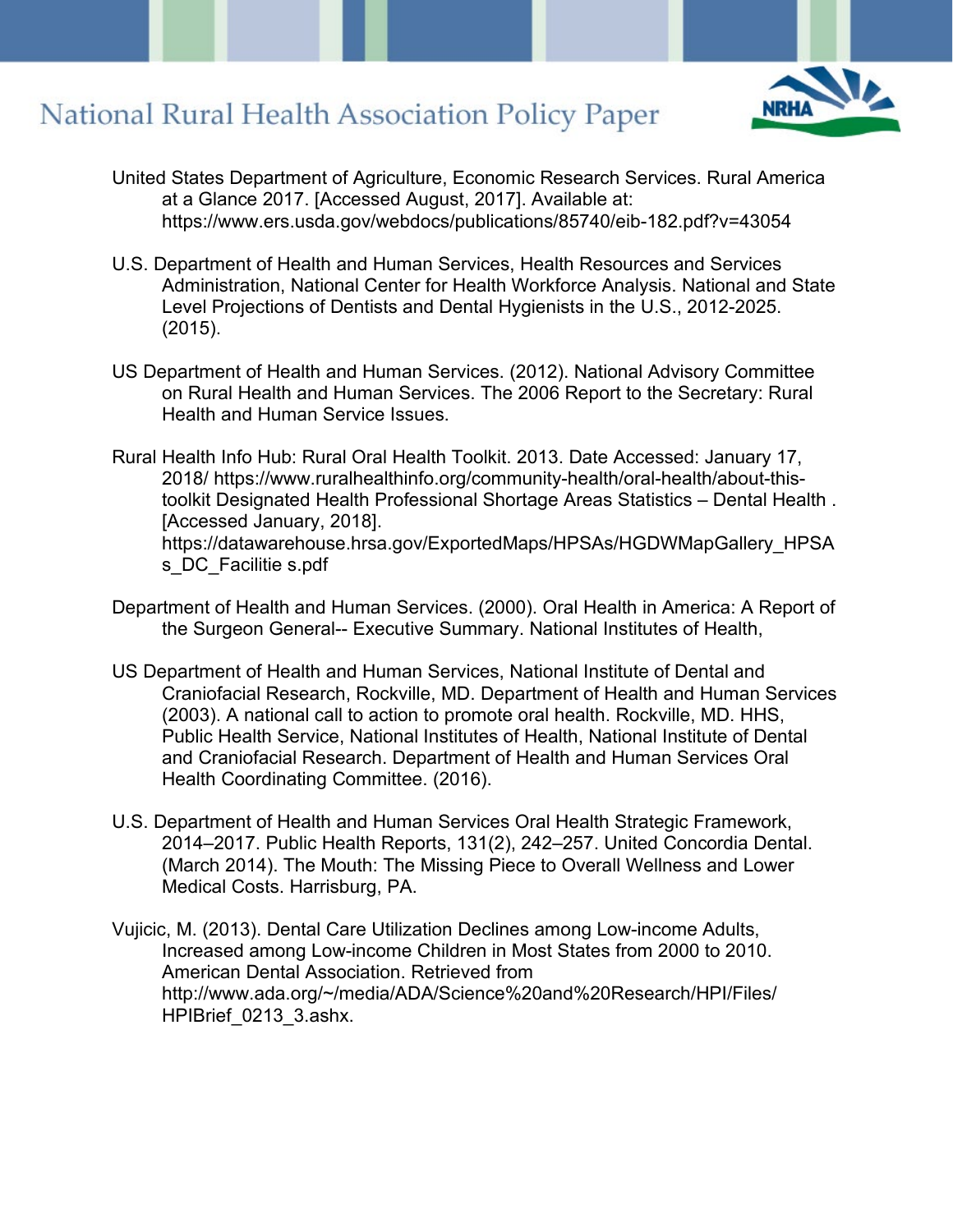United States Department of Agriculture, Economic Research Services. Rural America at a Glance 2017. [Accessed August, 2017]. Available at: https://www.ers.usda.gov/webdocs/publications/85740/eib-182.pdf?v=43054

U.S. Department of Health and Human Services, Health Resources and Services Administration, National Center for Health Workforce Analysis. National and State Level Projections of Dentists and Dental Hygienists in the U.S., 2012-2025. (2015).

US Department of Health and Human Services. (2012). National Advisory Committee on Rural Health and Human Services. The 2006 Report to the Secretary: Rural Health and Human Service Issues.

Rural Health Info Hub: Rural Oral Health Toolkit. 2013. Date Accessed: January 17, 2018/ https://www.ruralhealthinfo.org/community-health/oral-health/about-this-toolkit Designated Health Professional Shortage Areas Statistics – Dental Health . [Accessed January, 2018]. https://datawarehouse.hrsa.gov/ExportedMaps/HPSAs/HGDWMapGallery_HPSAs_DC_Facilitie s.pdf

Department of Health and Human Services. (2000). Oral Health in America: A Report of the Surgeon General-- Executive Summary. National Institutes of Health,

US Department of Health and Human Services, National Institute of Dental and Craniofacial Research, Rockville, MD. Department of Health and Human Services (2003). A national call to action to promote oral health. Rockville, MD. HHS, Public Health Service, National Institutes of Health, National Institute of Dental and Craniofacial Research. Department of Health and Human Services Oral Health Coordinating Committee. (2016).

U.S. Department of Health and Human Services Oral Health Strategic Framework, 2014–2017. Public Health Reports, 131(2), 242–257. United Concordia Dental. (March 2014). The Mouth: The Missing Piece to Overall Wellness and Lower Medical Costs. Harrisburg, PA.

Vujicic, M. (2013). Dental Care Utilization Declines among Low-income Adults, Increased among Low-income Children in Most States from 2000 to 2010. American Dental Association. Retrieved from http://www.ada.org/~/media/ADA/Science%20and%20Research/HPI/Files/HPIBrief_0213_3.ashx.